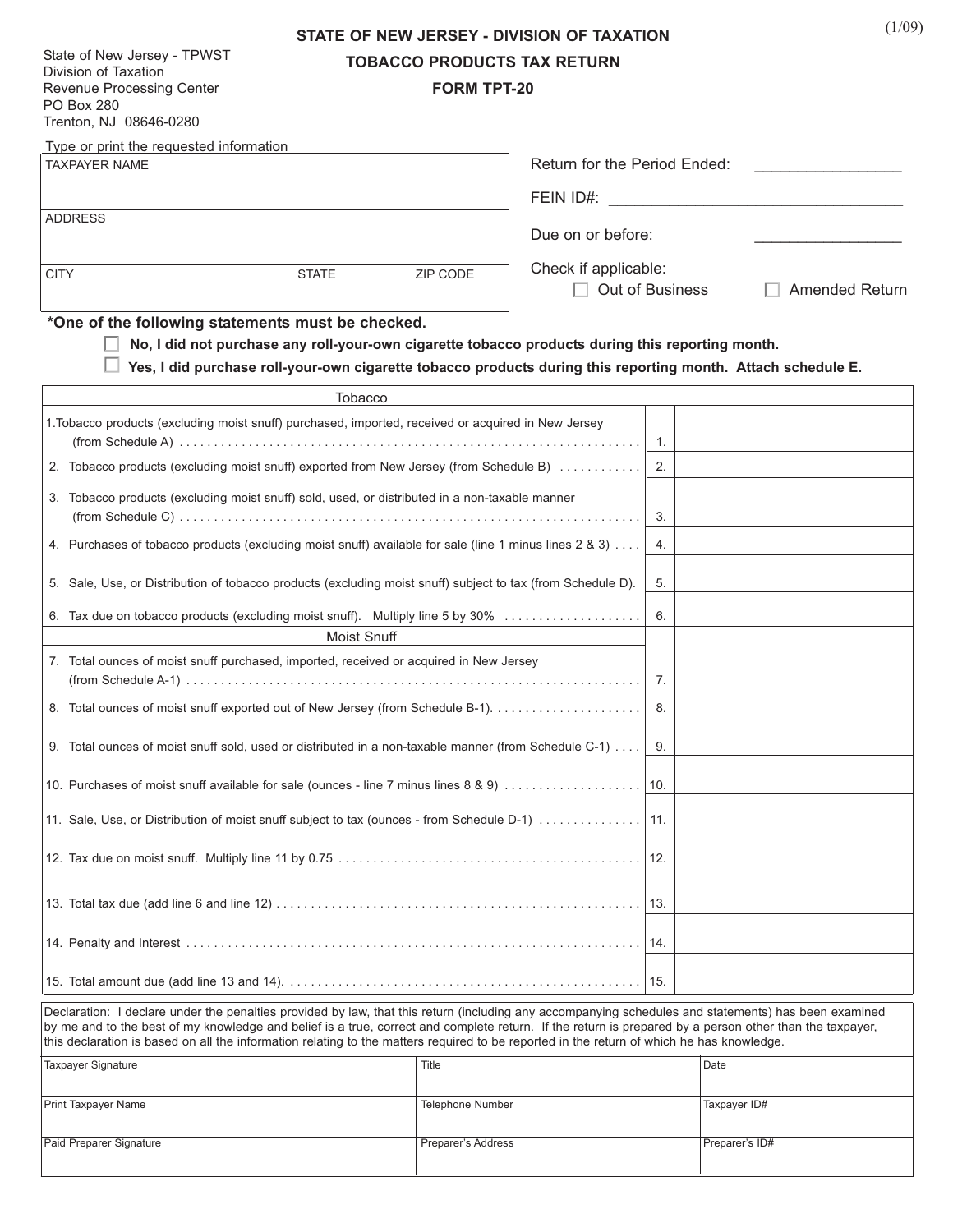(1/09)

State of New Jersey - TPWST
Division of Taxation
Revenue Processing Center
PO Box 280
Trenton, NJ 08646-0280

# STATE OF NEW JERSEY - DIVISION OF TAXATION

## TOBACCO PRODUCTS TAX RETURN

## FORM TPT-20

Type or print the requested information

| TAXPAYER NAME | | |
|---|---|---|
| ADDRESS | | |
| CITY | STATE | ZIP CODE |

Return for the Period Ended: ________________

FEIN ID#: ________________________________

Due on or before: ________________

Check if applicable:

☐ Out of Business ☐ Amended Return

**\*One of the following statements must be checked.**

☐ **No, I did not purchase any roll-your-own cigarette tobacco products during this reporting month.**

☐ **Yes, I did purchase roll-your-own cigarette tobacco products during this reporting month. Attach schedule E.**

| Tobacco | | |
|---|---|---|
| 1. Tobacco products (excluding moist snuff) purchased, imported, received or acquired in New Jersey (from Schedule A) | 1. | |
| 2. Tobacco products (excluding moist snuff) exported from New Jersey (from Schedule B) | 2. | |
| 3. Tobacco products (excluding moist snuff) sold, used, or distributed in a non-taxable manner (from Schedule C) | 3. | |
| 4. Purchases of tobacco products (excluding moist snuff) available for sale (line 1 minus lines 2 & 3) | 4. | |
| 5. Sale, Use, or Distribution of tobacco products (excluding moist snuff) subject to tax (from Schedule D). | 5. | |
| 6. Tax due on tobacco products (excluding moist snuff). Multiply line 5 by 30% | 6. | |
| **Moist Snuff** | | |
| 7. Total ounces of moist snuff purchased, imported, received or acquired in New Jersey (from Schedule A-1) | 7. | |
| 8. Total ounces of moist snuff exported out of New Jersey (from Schedule B-1). | 8. | |
| 9. Total ounces of moist snuff sold, used or distributed in a non-taxable manner (from Schedule C-1) | 9. | |
| 10. Purchases of moist snuff available for sale (ounces - line 7 minus lines 8 & 9) | 10. | |
| 11. Sale, Use, or Distribution of moist snuff subject to tax (ounces - from Schedule D-1) | 11. | |
| 12. Tax due on moist snuff. Multiply line 11 by 0.75 | 12. | |
| 13. Total tax due (add line 6 and line 12) | 13. | |
| 14. Penalty and Interest | 14. | |
| 15. Total amount due (add line 13 and 14). | 15. | |

Declaration: I declare under the penalties provided by law, that this return (including any accompanying schedules and statements) has been examined by me and to the best of my knowledge and belief is a true, correct and complete return. If the return is prepared by a person other than the taxpayer, this declaration is based on all the information relating to the matters required to be reported in the return of which he has knowledge.

| Taxpayer Signature | Title | Date |
|---|---|---|
| Print Taxpayer Name | Telephone Number | Taxpayer ID# |
| Paid Preparer Signature | Preparer's Address | Preparer's ID# |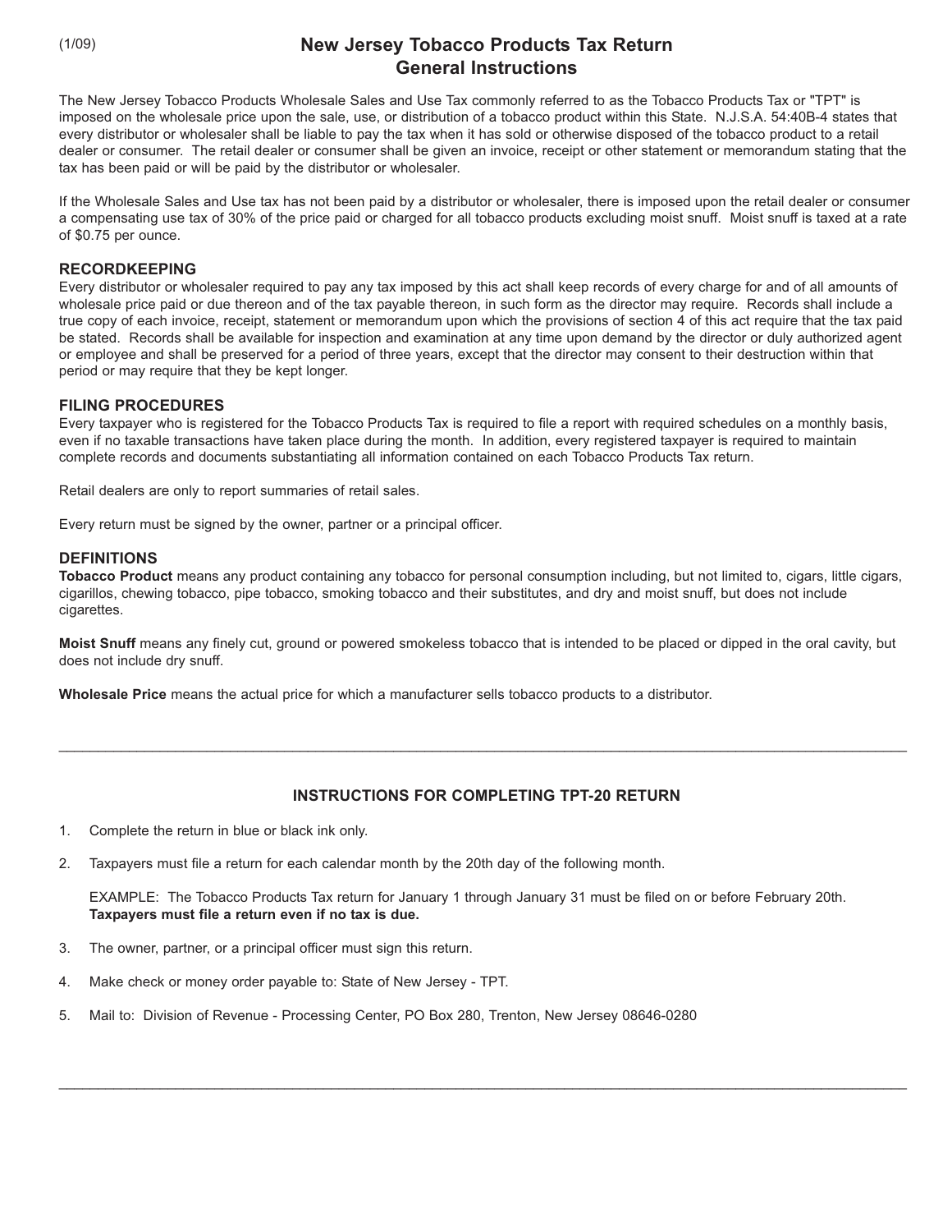(1/09)

# New Jersey Tobacco Products Tax Return General Instructions

The New Jersey Tobacco Products Wholesale Sales and Use Tax commonly referred to as the Tobacco Products Tax or "TPT" is imposed on the wholesale price upon the sale, use, or distribution of a tobacco product within this State. N.J.S.A. 54:40B-4 states that every distributor or wholesaler shall be liable to pay the tax when it has sold or otherwise disposed of the tobacco product to a retail dealer or consumer. The retail dealer or consumer shall be given an invoice, receipt or other statement or memorandum stating that the tax has been paid or will be paid by the distributor or wholesaler.

If the Wholesale Sales and Use tax has not been paid by a distributor or wholesaler, there is imposed upon the retail dealer or consumer a compensating use tax of 30% of the price paid or charged for all tobacco products excluding moist snuff. Moist snuff is taxed at a rate of $0.75 per ounce.

## RECORDKEEPING

Every distributor or wholesaler required to pay any tax imposed by this act shall keep records of every charge for and of all amounts of wholesale price paid or due thereon and of the tax payable thereon, in such form as the director may require. Records shall include a true copy of each invoice, receipt, statement or memorandum upon which the provisions of section 4 of this act require that the tax paid be stated. Records shall be available for inspection and examination at any time upon demand by the director or duly authorized agent or employee and shall be preserved for a period of three years, except that the director may consent to their destruction within that period or may require that they be kept longer.

## FILING PROCEDURES

Every taxpayer who is registered for the Tobacco Products Tax is required to file a report with required schedules on a monthly basis, even if no taxable transactions have taken place during the month. In addition, every registered taxpayer is required to maintain complete records and documents substantiating all information contained on each Tobacco Products Tax return.

Retail dealers are only to report summaries of retail sales.

Every return must be signed by the owner, partner or a principal officer.

## DEFINITIONS

**Tobacco Product** means any product containing any tobacco for personal consumption including, but not limited to, cigars, little cigars, cigarillos, chewing tobacco, pipe tobacco, smoking tobacco and their substitutes, and dry and moist snuff, but does not include cigarettes.

**Moist Snuff** means any finely cut, ground or powered smokeless tobacco that is intended to be placed or dipped in the oral cavity, but does not include dry snuff.

**Wholesale Price** means the actual price for which a manufacturer sells tobacco products to a distributor.

---

## INSTRUCTIONS FOR COMPLETING TPT-20 RETURN

1. Complete the return in blue or black ink only.
2. Taxpayers must file a return for each calendar month by the 20th day of the following month.

   EXAMPLE: The Tobacco Products Tax return for January 1 through January 31 must be filed on or before February 20th. **Taxpayers must file a return even if no tax is due.**
3. The owner, partner, or a principal officer must sign this return.
4. Make check or money order payable to: State of New Jersey - TPT.
5. Mail to: Division of Revenue - Processing Center, PO Box 280, Trenton, New Jersey 08646-0280

---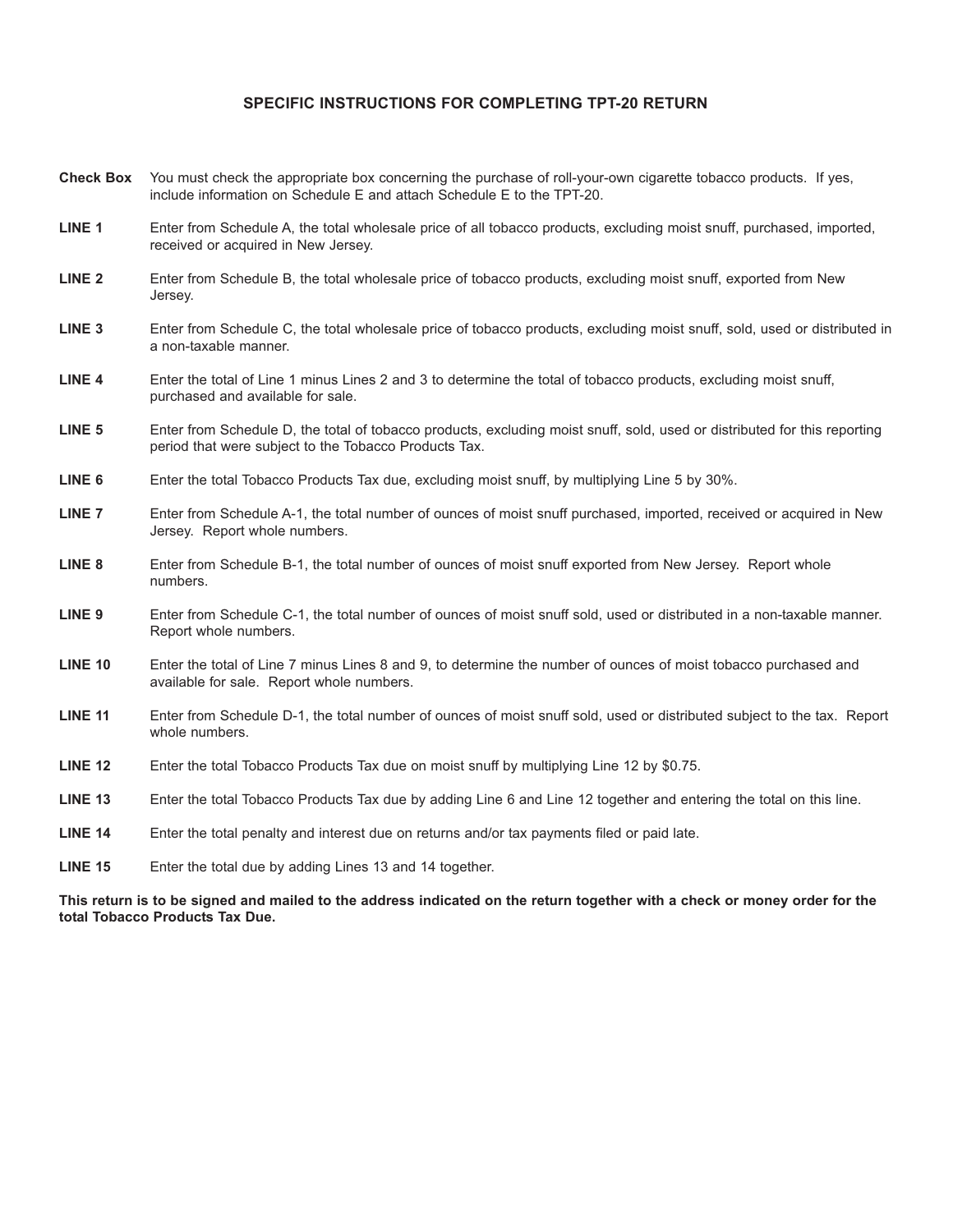## SPECIFIC INSTRUCTIONS FOR COMPLETING TPT-20 RETURN

**Check Box** You must check the appropriate box concerning the purchase of roll-your-own cigarette tobacco products. If yes, include information on Schedule E and attach Schedule E to the TPT-20.

**LINE 1** Enter from Schedule A, the total wholesale price of all tobacco products, excluding moist snuff, purchased, imported, received or acquired in New Jersey.

**LINE 2** Enter from Schedule B, the total wholesale price of tobacco products, excluding moist snuff, exported from New Jersey.

**LINE 3** Enter from Schedule C, the total wholesale price of tobacco products, excluding moist snuff, sold, used or distributed in a non-taxable manner.

**LINE 4** Enter the total of Line 1 minus Lines 2 and 3 to determine the total of tobacco products, excluding moist snuff, purchased and available for sale.

**LINE 5** Enter from Schedule D, the total of tobacco products, excluding moist snuff, sold, used or distributed for this reporting period that were subject to the Tobacco Products Tax.

**LINE 6** Enter the total Tobacco Products Tax due, excluding moist snuff, by multiplying Line 5 by 30%.

**LINE 7** Enter from Schedule A-1, the total number of ounces of moist snuff purchased, imported, received or acquired in New Jersey. Report whole numbers.

**LINE 8** Enter from Schedule B-1, the total number of ounces of moist snuff exported from New Jersey. Report whole numbers.

**LINE 9** Enter from Schedule C-1, the total number of ounces of moist snuff sold, used or distributed in a non-taxable manner. Report whole numbers.

**LINE 10** Enter the total of Line 7 minus Lines 8 and 9, to determine the number of ounces of moist tobacco purchased and available for sale. Report whole numbers.

**LINE 11** Enter from Schedule D-1, the total number of ounces of moist snuff sold, used or distributed subject to the tax. Report whole numbers.

**LINE 12** Enter the total Tobacco Products Tax due on moist snuff by multiplying Line 12 by $0.75.

**LINE 13** Enter the total Tobacco Products Tax due by adding Line 6 and Line 12 together and entering the total on this line.

**LINE 14** Enter the total penalty and interest due on returns and/or tax payments filed or paid late.

**LINE 15** Enter the total due by adding Lines 13 and 14 together.

**This return is to be signed and mailed to the address indicated on the return together with a check or money order for the total Tobacco Products Tax Due.**